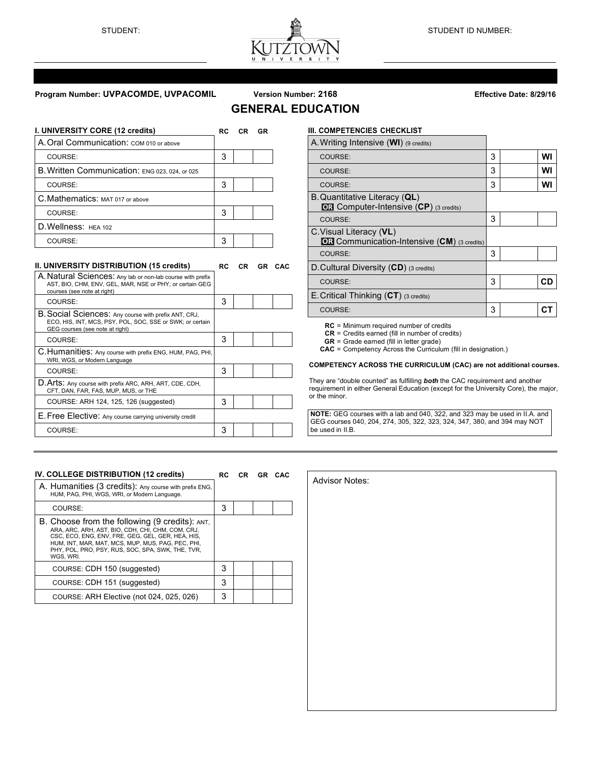STUDENT: ______________________ KUTZTOWN UNIVERSITY STUDENT ID NUMBER: ______________________

**Program Number: UVPACOMDE, UVPACOMIL** **Version Number: 2168** **Effective Date: 8/29/16**

# GENERAL EDUCATION

| I. UNIVERSITY CORE (12 credits) | RC | CR | GR |
|---|---|---|---|
| A. Oral Communication: COM 010 or above | | | |
| COURSE: | 3 | | |
| B. Written Communication: ENG 023, 024, or 025 | | | |
| COURSE: | 3 | | |
| C. Mathematics: MAT 017 or above | | | |
| COURSE: | 3 | | |
| D. Wellness: HEA 102 | | | |
| COURSE: | 3 | | |

| II. UNIVERSITY DISTRIBUTION (15 credits) | RC | CR | GR | CAC |
|---|---|---|---|---|
| A. Natural Sciences: Any lab or non-lab course with prefix AST, BIO, CHM, ENV, GEL, MAR, NSE or PHY; or certain GEG courses (see note at right) | | | | |
| COURSE: | 3 | | | |
| B. Social Sciences: Any course with prefix ANT, CRJ, ECO, HIS, INT, MCS, PSY, POL, SOC, SSE or SWK; or certain GEG courses (see note at right) | | | | |
| COURSE: | 3 | | | |
| C. Humanities: Any course with prefix ENG, HUM, PAG, PHI, WRI, WGS, or Modern Language | | | | |
| COURSE: | 3 | | | |
| D. Arts: Any course with prefix ARC, ARH, ART, CDE, CDH, CFT, DAN, FAR, FAS, MUP, MUS, or THE | | | | |
| COURSE: ARH 124, 125, 126 (suggested) | 3 | | | |
| E. Free Elective: Any course carrying university credit | | | | |
| COURSE: | 3 | | | |

| III. COMPETENCIES CHECKLIST | RC | CR | GR |
|---|---|---|---|
| A. Writing Intensive (**WI**) (9 credits) | | | |
| COURSE: | 3 | | WI |
| COURSE: | 3 | | WI |
| COURSE: | 3 | | WI |
| B. Quantitative Literacy (**QL**) **OR** Computer-Intensive (**CP**) (3 credits) | | | |
| COURSE: | 3 | | |
| C. Visual Literacy (**VL**) **OR** Communication-Intensive (**CM**) (3 credits) | | | |
| COURSE: | 3 | | |
| D. Cultural Diversity (**CD**) (3 credits) | | | |
| COURSE: | 3 | | CD |
| E. Critical Thinking (**CT**) (3 credits) | | | |
| COURSE: | 3 | | CT |

**RC** = Minimum required number of credits
**CR** = Credits earned (fill in number of credits)
**GR** = Grade earned (fill in letter grade)
**CAC** = Competency Across the Curriculum (fill in designation.)

**COMPETENCY ACROSS THE CURRICULUM (CAC) are not additional courses.**

They are "double counted" as fulfilling ***both*** the CAC requirement and another requirement in either General Education (except for the University Core), the major, or the minor.

**NOTE:** GEG courses with a lab and 040, 322, and 323 may be used in II.A. and GEG courses 040, 204, 274, 305, 322, 323, 324, 347, 380, and 394 may NOT be used in II.B.

| IV. COLLEGE DISTRIBUTION (12 credits) | RC | CR | GR | CAC |
|---|---|---|---|---|
| A. Humanities (3 credits): Any course with prefix ENG, HUM, PAG, PHI, WGS, WRI, or Modern Language. | | | | |
| COURSE: | 3 | | | |
| B. Choose from the following (9 credits): ANT, ARA, ARC, ARH, AST, BIO, CDH, CHI, CHM, COM, CRJ, CSC, ECO, ENG, ENV, FRE, GEG, GEL, GER, HEA, HIS, HUM, INT, MAR, MAT, MCS, MUP, MUS, PAG, PEC, PHI, PHY, POL, PRO, PSY, RUS, SOC, SPA, SWK, THE, TVR, WGS, WRI. | | | | |
| COURSE: CDH 150 (suggested) | 3 | | | |
| COURSE: CDH 151 (suggested) | 3 | | | |
| COURSE: ARH Elective (not 024, 025, 026) | 3 | | | |

Advisor Notes: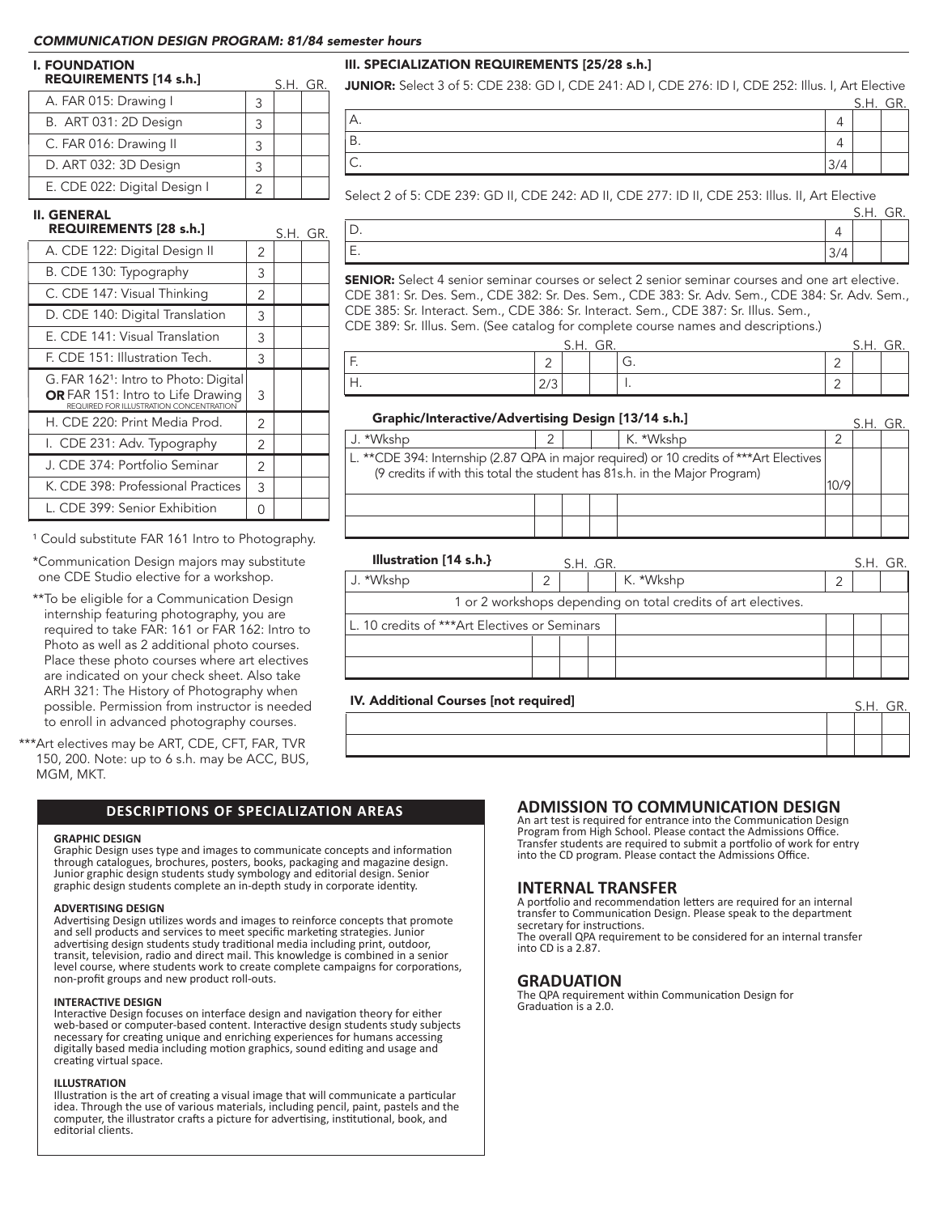*COMMUNICATION DESIGN PROGRAM: 81/84 semester hours*

## I. FOUNDATION REQUIREMENTS [14 s.h.]

| | S.H. | GR. |
|---|---|---|
| A. FAR 015: Drawing I | 3 | |
| B. ART 031: 2D Design | 3 | |
| C. FAR 016: Drawing II | 3 | |
| D. ART 032: 3D Design | 3 | |
| E. CDE 022: Digital Design I | 2 | |

## II. GENERAL REQUIREMENTS [28 s.h.]

| | S.H. | GR. |
|---|---|---|
| A. CDE 122: Digital Design II | 2 | |
| B. CDE 130: Typography | 3 | |
| C. CDE 147: Visual Thinking | 2 | |
| D. CDE 140: Digital Translation | 3 | |
| E. CDE 141: Visual Translation | 3 | |
| F. CDE 151: Illustration Tech. | 3 | |
| G. FAR 162[1]: Intro to Photo: Digital **OR** FAR 151: Intro to Life Drawing REQUIRED FOR ILLUSTRATION CONCENTRATION | 3 | |
| H. CDE 220: Print Media Prod. | 2 | |
| I. CDE 231: Adv. Typography | 2 | |
| J. CDE 374: Portfolio Seminar | 2 | |
| K. CDE 398: Professional Practices | 3 | |
| L. CDE 399: Senior Exhibition | 0 | |

[1] Could substitute FAR 161 Intro to Photography.

*Communication Design majors may substitute one CDE Studio elective for a workshop.

**To be eligible for a Communication Design internship featuring photography, you are required to take FAR: 161 or FAR 162: Intro to Photo as well as 2 additional photo courses. Place these photo courses where art electives are indicated on your check sheet. Also take ARH 321: The History of Photography when possible. Permission from instructor is needed to enroll in advanced photography courses.

***Art electives may be ART, CDE, CFT, FAR, TVR 150, 200. Note: up to 6 s.h. may be ACC, BUS, MGM, MKT.

## III. SPECIALIZATION REQUIREMENTS [25/28 s.h.]

**JUNIOR:** Select 3 of 5: CDE 238: GD I, CDE 241: AD I, CDE 276: ID I, CDE 252: Illus. I, Art Elective

| | S.H. | GR. |
|---|---|---|
| A. | 4 | |
| B. | 4 | |
| C. | 3/4 | |

Select 2 of 5: CDE 239: GD II, CDE 242: AD II, CDE 277: ID II, CDE 253: Illus. II, Art Elective

| | S.H. | GR. |
|---|---|---|
| D. | 4 | |
| E. | 3/4 | |

**SENIOR:** Select 4 senior seminar courses or select 2 senior seminar courses and one art elective. CDE 381: Sr. Des. Sem., CDE 382: Sr. Des. Sem., CDE 383: Sr. Adv. Sem., CDE 384: Sr. Adv. Sem., CDE 385: Sr. Interact. Sem., CDE 386: Sr. Interact. Sem., CDE 387: Sr. Illus. Sem., CDE 389: Sr. Illus. Sem. (See catalog for complete course names and descriptions.)

| | S.H. | GR. | | S.H. | GR. |
|---|---|---|---|---|---|
| F. | 2 | | G. | 2 | |
| H. | 2/3 | | I. | 2 | |

### Graphic/Interactive/Advertising Design [13/14 s.h.]

| | S.H. | GR. | | S.H. | GR. |
|---|---|---|---|---|---|
| J. *Wkshp | 2 | | K. *Wkshp | 2 | |
| L. **CDE 394: Internship (2.87 QPA in major required) or 10 credits of ***Art Electives (9 credits if with this total the student has 81s.h. in the Major Program) | | | | 10/9 | |
| | | | | | |
| | | | | | |

### Illustration [14 s.h.]

| | S.H. | GR. | | S.H. | GR. |
|---|---|---|---|---|---|
| J. *Wkshp | 2 | | K. *Wkshp | 2 | |
| 1 or 2 workshops depending on total credits of art electives. | | | | | |
| L. 10 credits of ***Art Electives or Seminars | | | | | |
| | | | | | |
| | | | | | |

## IV. Additional Courses [not required]

| | S.H. | GR. |
|---|---|---|
| | | |
| | | |

## DESCRIPTIONS OF SPECIALIZATION AREAS

**GRAPHIC DESIGN**
Graphic Design uses type and images to communicate concepts and information through catalogues, brochures, posters, books, packaging and magazine design. Junior graphic design students study symbology and editorial design. Senior graphic design students complete an in-depth study in corporate identity.

**ADVERTISING DESIGN**
Advertising Design utilizes words and images to reinforce concepts that promote and sell products and services to meet specific marketing strategies. Junior advertising design students study traditional media including print, outdoor, transit, television, radio and direct mail. This knowledge is combined in a senior level course, where students work to create complete campaigns for corporations, non-profit groups and new product roll-outs.

**INTERACTIVE DESIGN**
Interactive Design focuses on interface design and navigation theory for either web-based or computer-based content. Interactive design students study subjects necessary for creating unique and enriching experiences for humans accessing digitally based media including motion graphics, sound editing and usage and creating virtual space.

**ILLUSTRATION**
Illustration is the art of creating a visual image that will communicate a particular idea. Through the use of various materials, including pencil, paint, pastels and the computer, the illustrator crafts a picture for advertising, institutional, book, and editorial clients.

## ADMISSION TO COMMUNICATION DESIGN

An art test is required for entrance into the Communication Design Program from High School. Please contact the Admissions Office. Transfer students are required to submit a portfolio of work for entry into the CD program. Please contact the Admissions Office.

## INTERNAL TRANSFER

A portfolio and recommendation letters are required for an internal transfer to Communication Design. Please speak to the department secretary for instructions.
The overall QPA requirement to be considered for an internal transfer into CD is a 2.87.

## GRADUATION

The QPA requirement within Communication Design for Graduation is a 2.0.